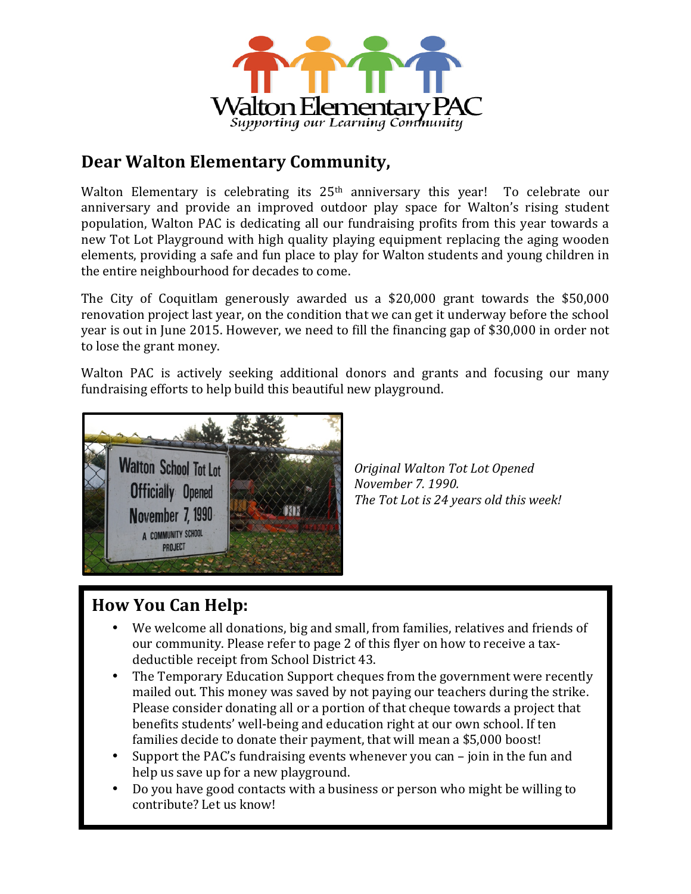Walton Elementary PAC

*Supporting our Learning Community*

## Dear Walton Elementary Community,

Walton Elementary is celebrating its 25th anniversary this year! To celebrate our anniversary and provide an improved outdoor play space for Walton's rising student population, Walton PAC is dedicating all our fundraising profits from this year towards a new Tot Lot Playground with high quality playing equipment replacing the aging wooden elements, providing a safe and fun place to play for Walton students and young children in the entire neighbourhood for decades to come.

The City of Coquitlam generously awarded us a $20,000 grant towards the $50,000 renovation project last year, on the condition that we can get it underway before the school year is out in June 2015. However, we need to fill the financing gap of $30,000 in order not to lose the grant money.

Walton PAC is actively seeking additional donors and grants and focusing our many fundraising efforts to help build this beautiful new playground.

*Original Walton Tot Lot Opened November 7. 1990.*
*The Tot Lot is 24 years old this week!*

## How You Can Help:

- We welcome all donations, big and small, from families, relatives and friends of our community. Please refer to page 2 of this flyer on how to receive a tax-deductible receipt from School District 43.
- The Temporary Education Support cheques from the government were recently mailed out. This money was saved by not paying our teachers during the strike. Please consider donating all or a portion of that cheque towards a project that benefits students' well-being and education right at our own school. If ten families decide to donate their payment, that will mean a $5,000 boost!
- Support the PAC's fundraising events whenever you can – join in the fun and help us save up for a new playground.
- Do you have good contacts with a business or person who might be willing to contribute? Let us know!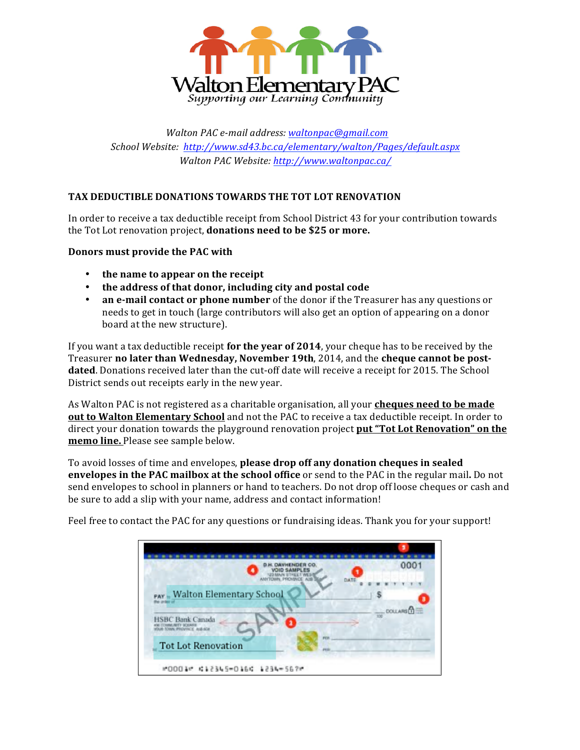Walton Elementary PAC
*Supporting our Learning Community*

*Walton PAC e-mail address: [waltonpac@gmail.com](mailto:waltonpac@gmail.com)*
*School Website: [http://www.sd43.bc.ca/elementary/walton/Pages/default.aspx](http://www.sd43.bc.ca/elementary/walton/Pages/default.aspx)*
*Walton PAC Website: [http://www.waltonpac.ca/](http://www.waltonpac.ca/)*

## TAX DEDUCTIBLE DONATIONS TOWARDS THE TOT LOT RENOVATION

In order to receive a tax deductible receipt from School District 43 for your contribution towards the Tot Lot renovation project, **donations need to be $25 or more.**

**Donors must provide the PAC with**

- **the name to appear on the receipt**
- **the address of that donor, including city and postal code**
- **an e-mail contact or phone number** of the donor if the Treasurer has any questions or needs to get in touch (large contributors will also get an option of appearing on a donor board at the new structure).

If you want a tax deductible receipt **for the year of 2014**, your cheque has to be received by the Treasurer **no later than Wednesday, November 19th**, 2014, and the **cheque cannot be post-dated**. Donations received later than the cut-off date will receive a receipt for 2015. The School District sends out receipts early in the new year.

As Walton PAC is not registered as a charitable organisation, all your **<u>cheques need to be made out to Walton Elementary School</u>** and not the PAC to receive a tax deductible receipt. In order to direct your donation towards the playground renovation project **<u>put "Tot Lot Renovation" on the memo line.</u>** Please see sample below.

To avoid losses of time and envelopes, **please drop off any donation cheques in sealed envelopes in the PAC mailbox at the school office** or send to the PAC in the regular mail**.** Do not send envelopes to school in planners or hand to teachers. Do not drop off loose cheques or cash and be sure to add a slip with your name, address and contact information!

Feel free to contact the PAC for any questions or fundraising ideas. Thank you for your support!

D.H. OAVHENDER CO.
VOID SAMPLES
0001
DATE
PAY Walton Elementary School
$
DOLLARS
HSBC Bank Canada
Tot Lot Renovation
SAMPLE